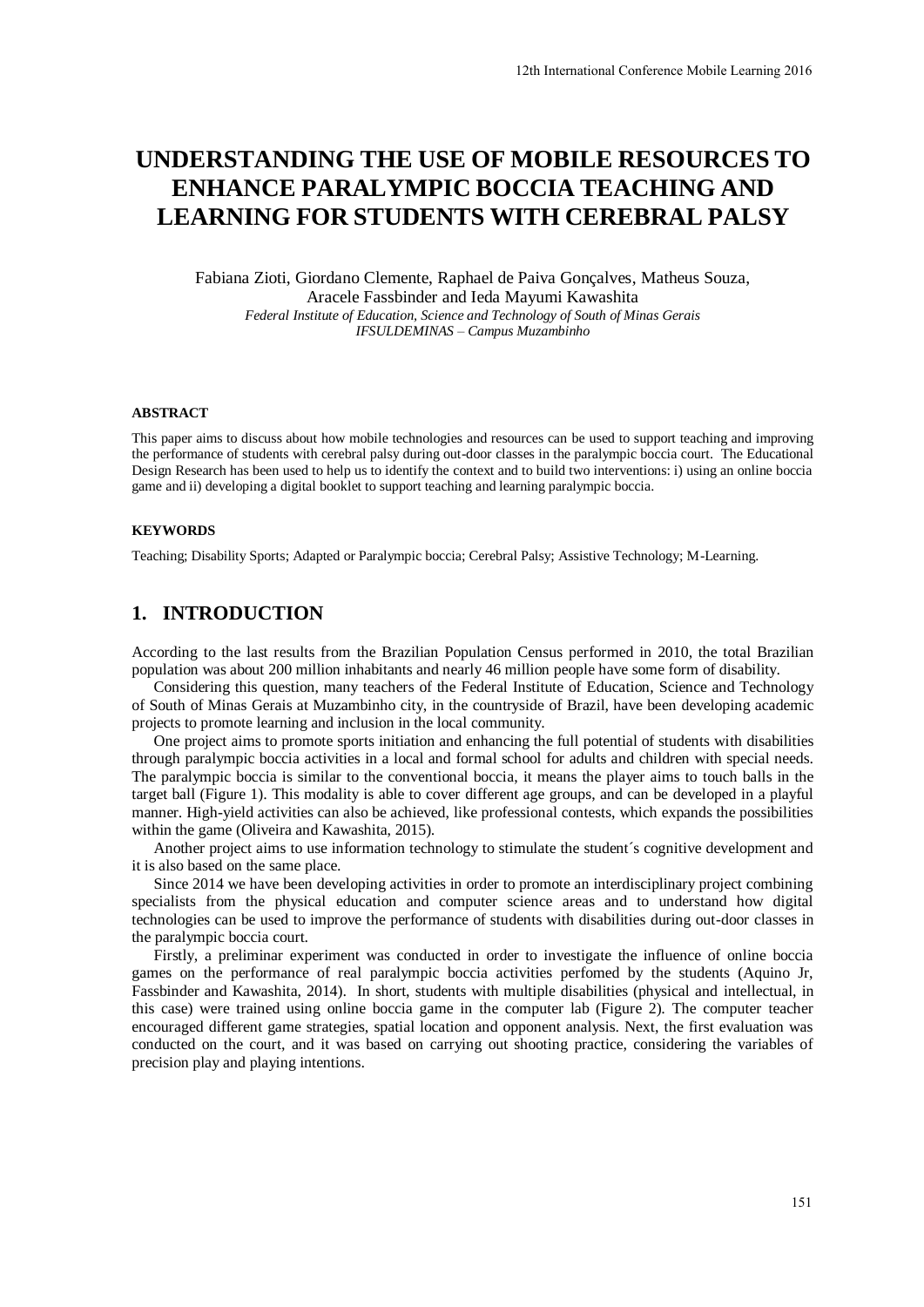# UNDERSTANDING THE USE OF MOBILE RESOURCES TO ENHANCE PARALYMPIC BOCCIA TEACHING AND LEARNING FOR STUDENTS WITH CEREBRAL PALSY

Fabiana Zioti, Giordano Clemente, Raphael de Paiva Gonçalves, Matheus Souza, Aracele Fassbinder and Ieda Mayumi Kawashita

*Federal Institute of Education, Science and Technology of South of Minas Gerais*
*IFSULDEMINAS – Campus Muzambinho*

### ABSTRACT

This paper aims to discuss about how mobile technologies and resources can be used to support teaching and improving the performance of students with cerebral palsy during out-door classes in the paralympic boccia court. The Educational Design Research has been used to help us to identify the context and to build two interventions: i) using an online boccia game and ii) developing a digital booklet to support teaching and learning paralympic boccia.

### KEYWORDS

Teaching; Disability Sports; Adapted or Paralympic boccia; Cerebral Palsy; Assistive Technology; M-Learning.

## 1. INTRODUCTION

According to the last results from the Brazilian Population Census performed in 2010, the total Brazilian population was about 200 million inhabitants and nearly 46 million people have some form of disability.

Considering this question, many teachers of the Federal Institute of Education, Science and Technology of South of Minas Gerais at Muzambinho city, in the countryside of Brazil, have been developing academic projects to promote learning and inclusion in the local community.

One project aims to promote sports initiation and enhancing the full potential of students with disabilities through paralympic boccia activities in a local and formal school for adults and children with special needs. The paralympic boccia is similar to the conventional boccia, it means the player aims to touch balls in the target ball (Figure 1). This modality is able to cover different age groups, and can be developed in a playful manner. High-yield activities can also be achieved, like professional contests, which expands the possibilities within the game (Oliveira and Kawashita, 2015).

Another project aims to use information technology to stimulate the student´s cognitive development and it is also based on the same place.

Since 2014 we have been developing activities in order to promote an interdisciplinary project combining specialists from the physical education and computer science areas and to understand how digital technologies can be used to improve the performance of students with disabilities during out-door classes in the paralympic boccia court.

Firstly, a preliminar experiment was conducted in order to investigate the influence of online boccia games on the performance of real paralympic boccia activities perfomed by the students (Aquino Jr, Fassbinder and Kawashita, 2014). In short, students with multiple disabilities (physical and intellectual, in this case) were trained using online boccia game in the computer lab (Figure 2). The computer teacher encouraged different game strategies, spatial location and opponent analysis. Next, the first evaluation was conducted on the court, and it was based on carrying out shooting practice, considering the variables of precision play and playing intentions.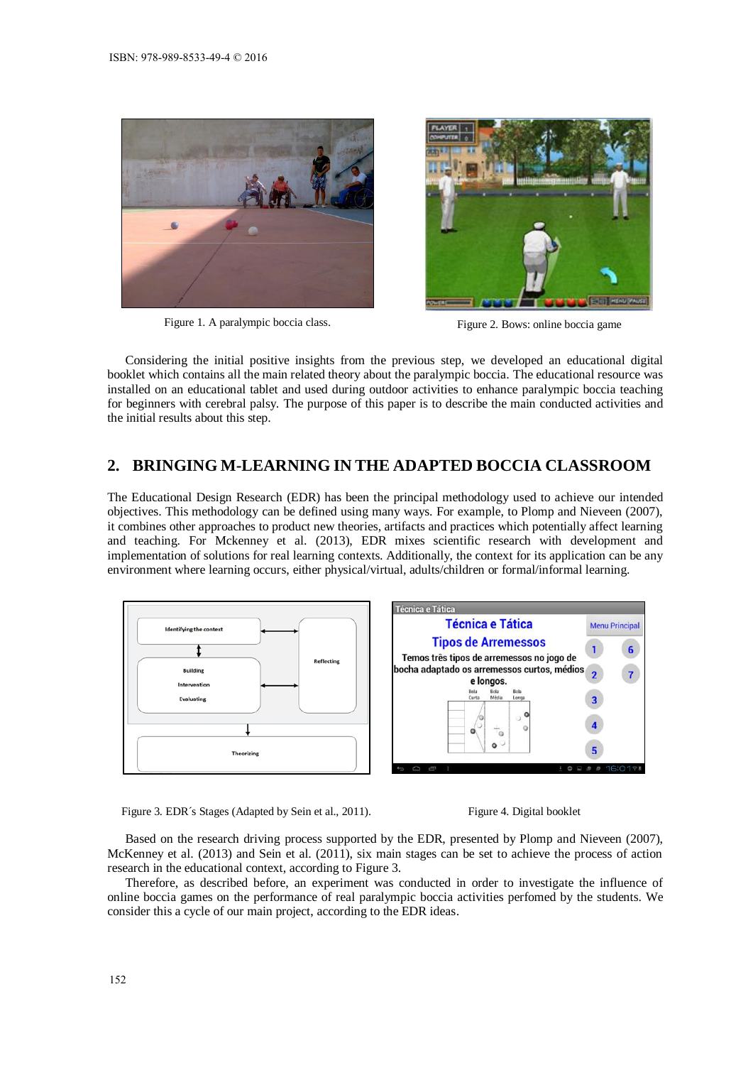Figure 1. A paralympic boccia class.

Figure 2. Bows: online boccia game

Considering the initial positive insights from the previous step, we developed an educational digital booklet which contains all the main related theory about the paralympic boccia. The educational resource was installed on an educational tablet and used during outdoor activities to enhance paralympic boccia teaching for beginners with cerebral palsy. The purpose of this paper is to describe the main conducted activities and the initial results about this step.

## 2. BRINGING M-LEARNING IN THE ADAPTED BOCCIA CLASSROOM

The Educational Design Research (EDR) has been the principal methodology used to achieve our intended objectives. This methodology can be defined using many ways. For example, to Plomp and Nieveen (2007), it combines other approaches to product new theories, artifacts and practices which potentially affect learning and teaching. For Mckenney et al. (2013), EDR mixes scientific research with development and implementation of solutions for real learning contexts. Additionally, the context for its application can be any environment where learning occurs, either physical/virtual, adults/children or formal/informal learning.

Figure 3. EDR´s Stages (Adapted by Sein et al., 2011).

Figure 4. Digital booklet

Based on the research driving process supported by the EDR, presented by Plomp and Nieveen (2007), McKenney et al. (2013) and Sein et al. (2011), six main stages can be set to achieve the process of action research in the educational context, according to Figure 3.

Therefore, as described before, an experiment was conducted in order to investigate the influence of online boccia games on the performance of real paralympic boccia activities perfomed by the students. We consider this a cycle of our main project, according to the EDR ideas.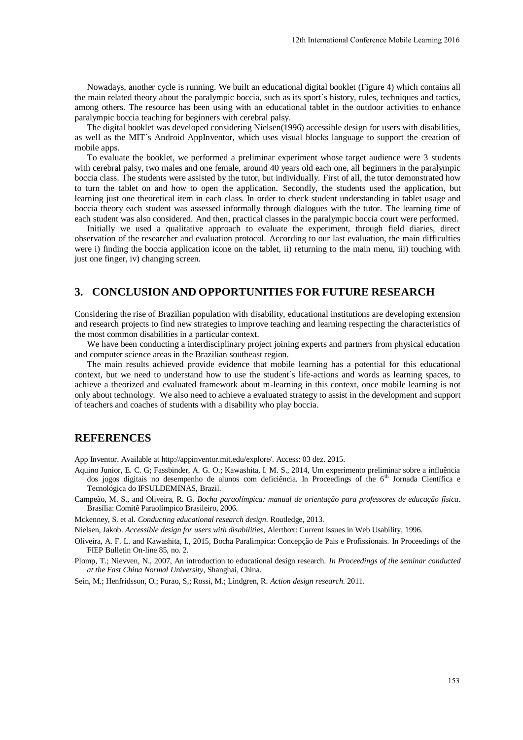Nowadays, another cycle is running. We built an educational digital booklet (Figure 4) which contains all the main related theory about the paralympic boccia, such as its sport´s history, rules, techniques and tactics, among others. The resource has been using with an educational tablet in the outdoor activities to enhance paralympic boccia teaching for beginners with cerebral palsy.

The digital booklet was developed considering Nielsen(1996) accessible design for users with disabilities, as well as the MIT´s Android AppInventor, which uses visual blocks language to support the creation of mobile apps.

To evaluate the booklet, we performed a preliminar experiment whose target audience were 3 students with cerebral palsy, two males and one female, around 40 years old each one, all beginners in the paralympic boccia class. The students were assisted by the tutor, but individually. First of all, the tutor demonstrated how to turn the tablet on and how to open the application. Secondly, the students used the application, but learning just one theoretical item in each class. In order to check student understanding in tablet usage and boccia theory each student was assessed informally through dialogues with the tutor. The learning time of each student was also considered. And then, practical classes in the paralympic boccia court were performed.

Initially we used a qualitative approach to evaluate the experiment, through field diaries, direct observation of the researcher and evaluation protocol. According to our last evaluation, the main difficulties were i) finding the boccia application icone on the tablet, ii) returning to the main menu, iii) touching with just one finger, iv) changing screen.

## 3. CONCLUSION AND OPPORTUNITIES FOR FUTURE RESEARCH

Considering the rise of Brazilian population with disability, educational institutions are developing extension and research projects to find new strategies to improve teaching and learning respecting the characteristics of the most common disabilities in a particular context.

We have been conducting a interdisciplinary project joining experts and partners from physical education and computer science areas in the Brazilian southeast region.

The main results achieved provide evidence that mobile learning has a potential for this educational context, but we need to understand how to use the student´s life-actions and words as learning spaces, to achieve a theorized and evaluated framework about m-learning in this context, once mobile learning is not only about technology. We also need to achieve a evaluated strategy to assist in the development and support of teachers and coaches of students with a disability who play boccia.

## REFERENCES

App Inventor. Available at http://appinventor.mit.edu/explore/. Access: 03 dez. 2015.

Aquino Junior, E. C. G; Fassbinder, A. G. O.; Kawashita, I. M. S., 2014, Um experimento preliminar sobre a influência dos jogos digitais no desempenho de alunos com deficiência. In Proceedings of the 6th Jornada Científica e Tecnológica do IFSULDEMINAS, Brazil.

Campeão, M. S., and Oliveira, R. G. *Bocha paraolímpica: manual de orientação para professores de educação física*. Brasília: Comitê Paraolímpico Brasileiro, 2006.

Mckenney, S. et al. *Conducting educational research design*. Routledge, 2013.

Nielsen, Jakob. *Accessible design for users with disabilities*, Alertbox: Current Issues in Web Usability, 1996.

Oliveira, A. F. L. and Kawashita, I., 2015, Bocha Paralimpica: Concepção de Pais e Profissionais. In Proceedings of the FIEP Bulletin On-line 85, no. 2.

Plomp, T.; Nievven, N., 2007, An introduction to educational design research. *In Proceedings of the seminar conducted at the East China Normal University*, Shanghai, China.

Sein, M.; Henfridsson, O.; Purao, S,; Rossi, M.; Lindgren, R. *Action design research*. 2011.